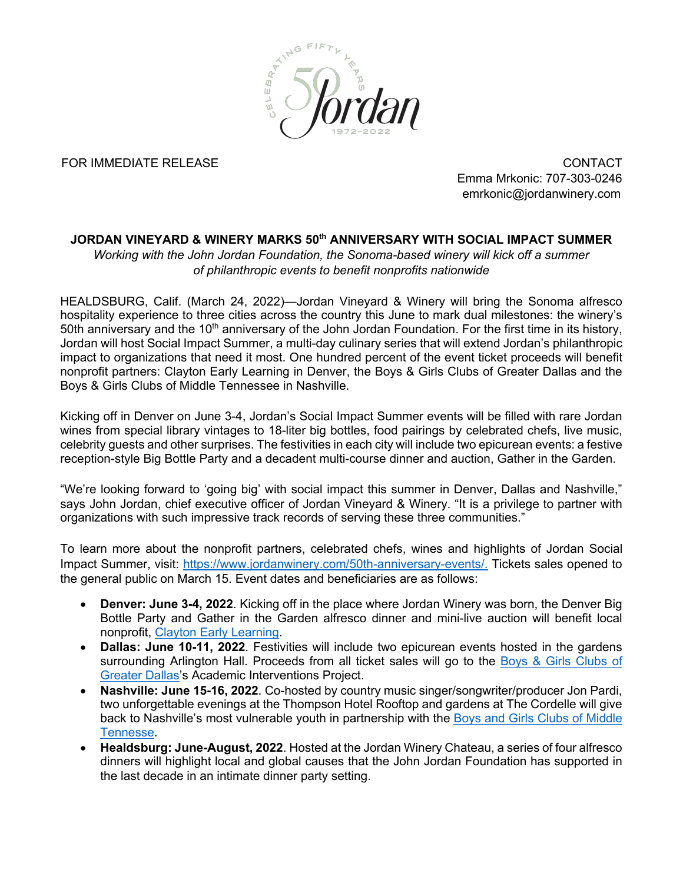FOR IMMEDIATE RELEASE

CONTACT
Emma Mrkonic: 707-303-0246
emrkonic@jordanwinery.com

# JORDAN VINEYARD & WINERY MARKS 50th ANNIVERSARY WITH SOCIAL IMPACT SUMMER

*Working with the John Jordan Foundation, the Sonoma-based winery will kick off a summer of philanthropic events to benefit nonprofits nationwide*

HEALDSBURG, Calif. (March 24, 2022)—Jordan Vineyard & Winery will bring the Sonoma alfresco hospitality experience to three cities across the country this June to mark dual milestones: the winery's 50th anniversary and the 10th anniversary of the John Jordan Foundation. For the first time in its history, Jordan will host Social Impact Summer, a multi-day culinary series that will extend Jordan's philanthropic impact to organizations that need it most. One hundred percent of the event ticket proceeds will benefit nonprofit partners: Clayton Early Learning in Denver, the Boys & Girls Clubs of Greater Dallas and the Boys & Girls Clubs of Middle Tennessee in Nashville.

Kicking off in Denver on June 3-4, Jordan's Social Impact Summer events will be filled with rare Jordan wines from special library vintages to 18-liter big bottles, food pairings by celebrated chefs, live music, celebrity guests and other surprises. The festivities in each city will include two epicurean events: a festive reception-style Big Bottle Party and a decadent multi-course dinner and auction, Gather in the Garden.

"We're looking forward to 'going big' with social impact this summer in Denver, Dallas and Nashville," says John Jordan, chief executive officer of Jordan Vineyard & Winery. "It is a privilege to partner with organizations with such impressive track records of serving these three communities."

To learn more about the nonprofit partners, celebrated chefs, wines and highlights of Jordan Social Impact Summer, visit: https://www.jordanwinery.com/50th-anniversary-events/. Tickets sales opened to the general public on March 15. Event dates and beneficiaries are as follows:

- **Denver: June 3-4, 2022**. Kicking off in the place where Jordan Winery was born, the Denver Big Bottle Party and Gather in the Garden alfresco dinner and mini-live auction will benefit local nonprofit, Clayton Early Learning.
- **Dallas: June 10-11, 2022**. Festivities will include two epicurean events hosted in the gardens surrounding Arlington Hall. Proceeds from all ticket sales will go to the Boys & Girls Clubs of Greater Dallas's Academic Interventions Project.
- **Nashville: June 15-16, 2022**. Co-hosted by country music singer/songwriter/producer Jon Pardi, two unforgettable evenings at the Thompson Hotel Rooftop and gardens at The Cordelle will give back to Nashville's most vulnerable youth in partnership with the Boys and Girls Clubs of Middle Tennesse.
- **Healdsburg: June-August, 2022**. Hosted at the Jordan Winery Chateau, a series of four alfresco dinners will highlight local and global causes that the John Jordan Foundation has supported in the last decade in an intimate dinner party setting.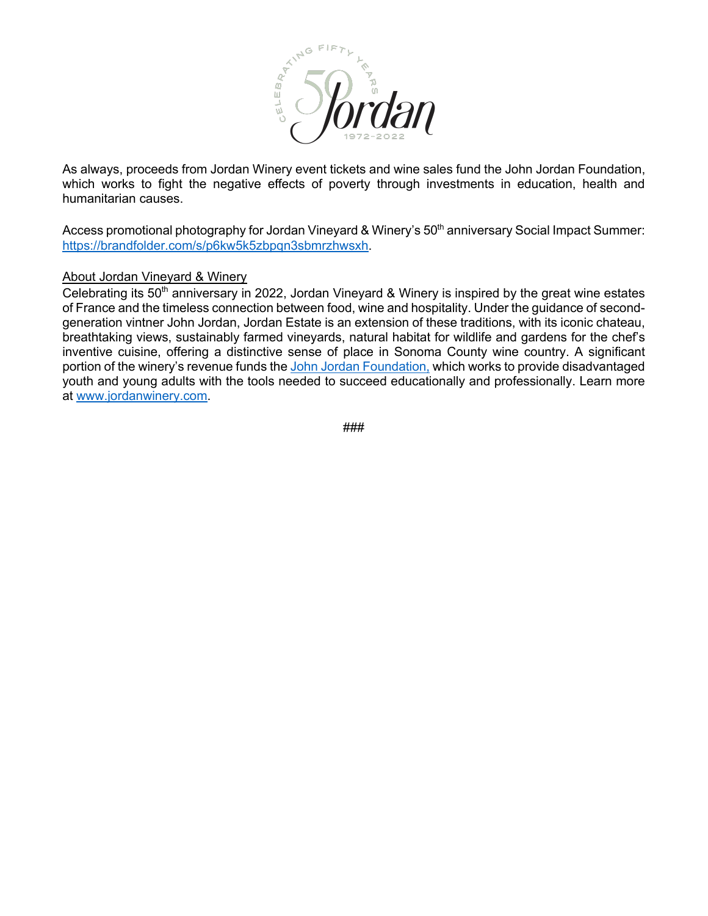As always, proceeds from Jordan Winery event tickets and wine sales fund the John Jordan Foundation, which works to fight the negative effects of poverty through investments in education, health and humanitarian causes.

Access promotional photography for Jordan Vineyard & Winery's 50th anniversary Social Impact Summer: https://brandfolder.com/s/p6kw5k5zbpqn3sbmrzhwsxh.

About Jordan Vineyard & Winery

Celebrating its 50th anniversary in 2022, Jordan Vineyard & Winery is inspired by the great wine estates of France and the timeless connection between food, wine and hospitality. Under the guidance of second-generation vintner John Jordan, Jordan Estate is an extension of these traditions, with its iconic chateau, breathtaking views, sustainably farmed vineyards, natural habitat for wildlife and gardens for the chef's inventive cuisine, offering a distinctive sense of place in Sonoma County wine country. A significant portion of the winery's revenue funds the John Jordan Foundation, which works to provide disadvantaged youth and young adults with the tools needed to succeed educationally and professionally. Learn more at www.jordanwinery.com.

###